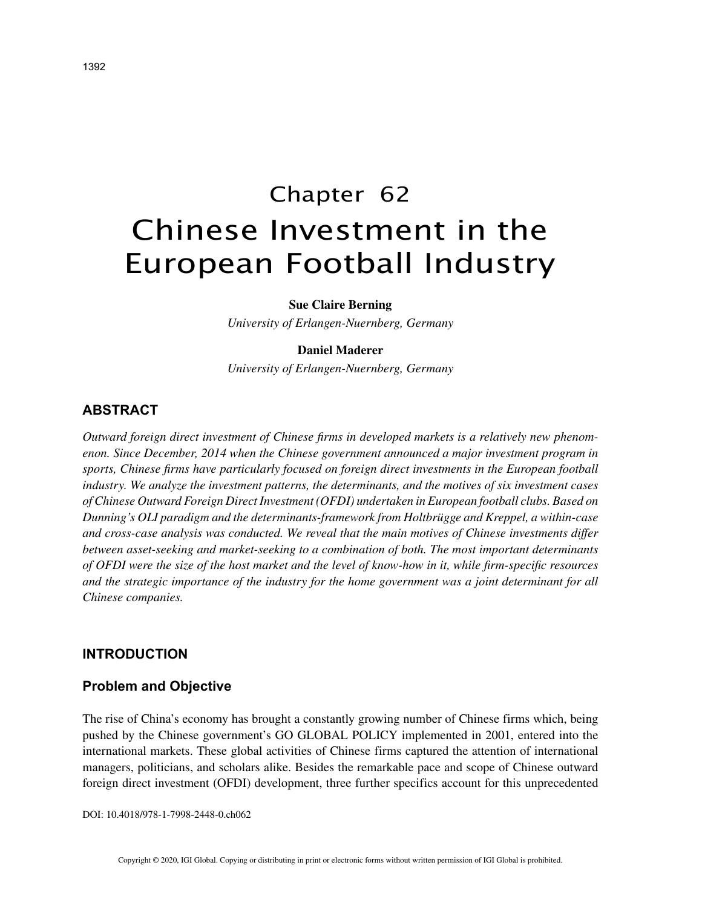# Chapter 62
# Chinese Investment in the European Football Industry

**Sue Claire Berning**
*University of Erlangen-Nuernberg, Germany*

**Daniel Maderer**
*University of Erlangen-Nuernberg, Germany*

## ABSTRACT

*Outward foreign direct investment of Chinese firms in developed markets is a relatively new phenomenon. Since December, 2014 when the Chinese government announced a major investment program in sports, Chinese firms have particularly focused on foreign direct investments in the European football industry. We analyze the investment patterns, the determinants, and the motives of six investment cases of Chinese Outward Foreign Direct Investment (OFDI) undertaken in European football clubs. Based on Dunning's OLI paradigm and the determinants-framework from Holtbrügge and Kreppel, a within-case and cross-case analysis was conducted. We reveal that the main motives of Chinese investments differ between asset-seeking and market-seeking to a combination of both. The most important determinants of OFDI were the size of the host market and the level of know-how in it, while firm-specific resources and the strategic importance of the industry for the home government was a joint determinant for all Chinese companies.*

## INTRODUCTION

### Problem and Objective

The rise of China's economy has brought a constantly growing number of Chinese firms which, being pushed by the Chinese government's GO GLOBAL POLICY implemented in 2001, entered into the international markets. These global activities of Chinese firms captured the attention of international managers, politicians, and scholars alike. Besides the remarkable pace and scope of Chinese outward foreign direct investment (OFDI) development, three further specifics account for this unprecedented

DOI: 10.4018/978-1-7998-2448-0.ch062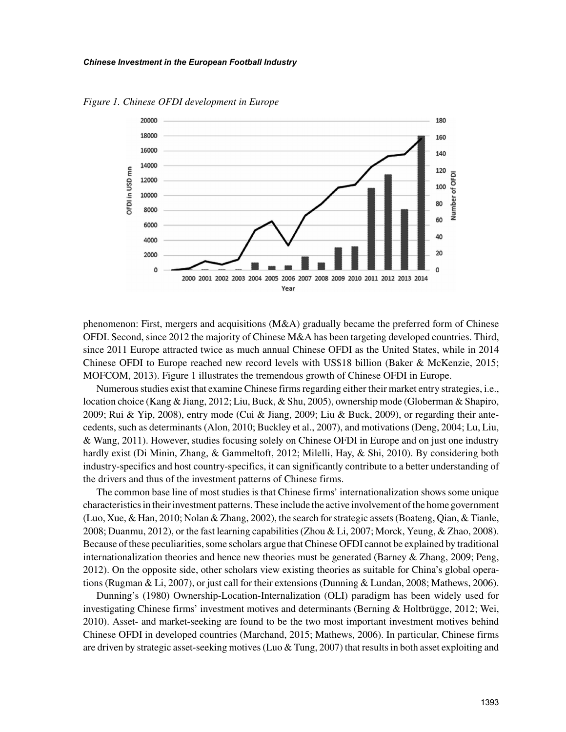*Figure 1. Chinese OFDI development in Europe*

phenomenon: First, mergers and acquisitions (M&A) gradually became the preferred form of Chinese OFDI. Second, since 2012 the majority of Chinese M&A has been targeting developed countries. Third, since 2011 Europe attracted twice as much annual Chinese OFDI as the United States, while in 2014 Chinese OFDI to Europe reached new record levels with US$18 billion (Baker & McKenzie, 2015; MOFCOM, 2013). Figure 1 illustrates the tremendous growth of Chinese OFDI in Europe.

Numerous studies exist that examine Chinese firms regarding either their market entry strategies, i.e., location choice (Kang & Jiang, 2012; Liu, Buck, & Shu, 2005), ownership mode (Globerman & Shapiro, 2009; Rui & Yip, 2008), entry mode (Cui & Jiang, 2009; Liu & Buck, 2009), or regarding their antecedents, such as determinants (Alon, 2010; Buckley et al., 2007), and motivations (Deng, 2004; Lu, Liu, & Wang, 2011). However, studies focusing solely on Chinese OFDI in Europe and on just one industry hardly exist (Di Minin, Zhang, & Gammeltoft, 2012; Milelli, Hay, & Shi, 2010). By considering both industry-specifics and host country-specifics, it can significantly contribute to a better understanding of the drivers and thus of the investment patterns of Chinese firms.

The common base line of most studies is that Chinese firms' internationalization shows some unique characteristics in their investment patterns. These include the active involvement of the home government (Luo, Xue, & Han, 2010; Nolan & Zhang, 2002), the search for strategic assets (Boateng, Qian, & Tianle, 2008; Duanmu, 2012), or the fast learning capabilities (Zhou & Li, 2007; Morck, Yeung, & Zhao, 2008). Because of these peculiarities, some scholars argue that Chinese OFDI cannot be explained by traditional internationalization theories and hence new theories must be generated (Barney & Zhang, 2009; Peng, 2012). On the opposite side, other scholars view existing theories as suitable for China's global operations (Rugman & Li, 2007), or just call for their extensions (Dunning & Lundan, 2008; Mathews, 2006).

Dunning's (1980) Ownership-Location-Internalization (OLI) paradigm has been widely used for investigating Chinese firms' investment motives and determinants (Berning & Holtbrügge, 2012; Wei, 2010). Asset- and market-seeking are found to be the two most important investment motives behind Chinese OFDI in developed countries (Marchand, 2015; Mathews, 2006). In particular, Chinese firms are driven by strategic asset-seeking motives (Luo & Tung, 2007) that results in both asset exploiting and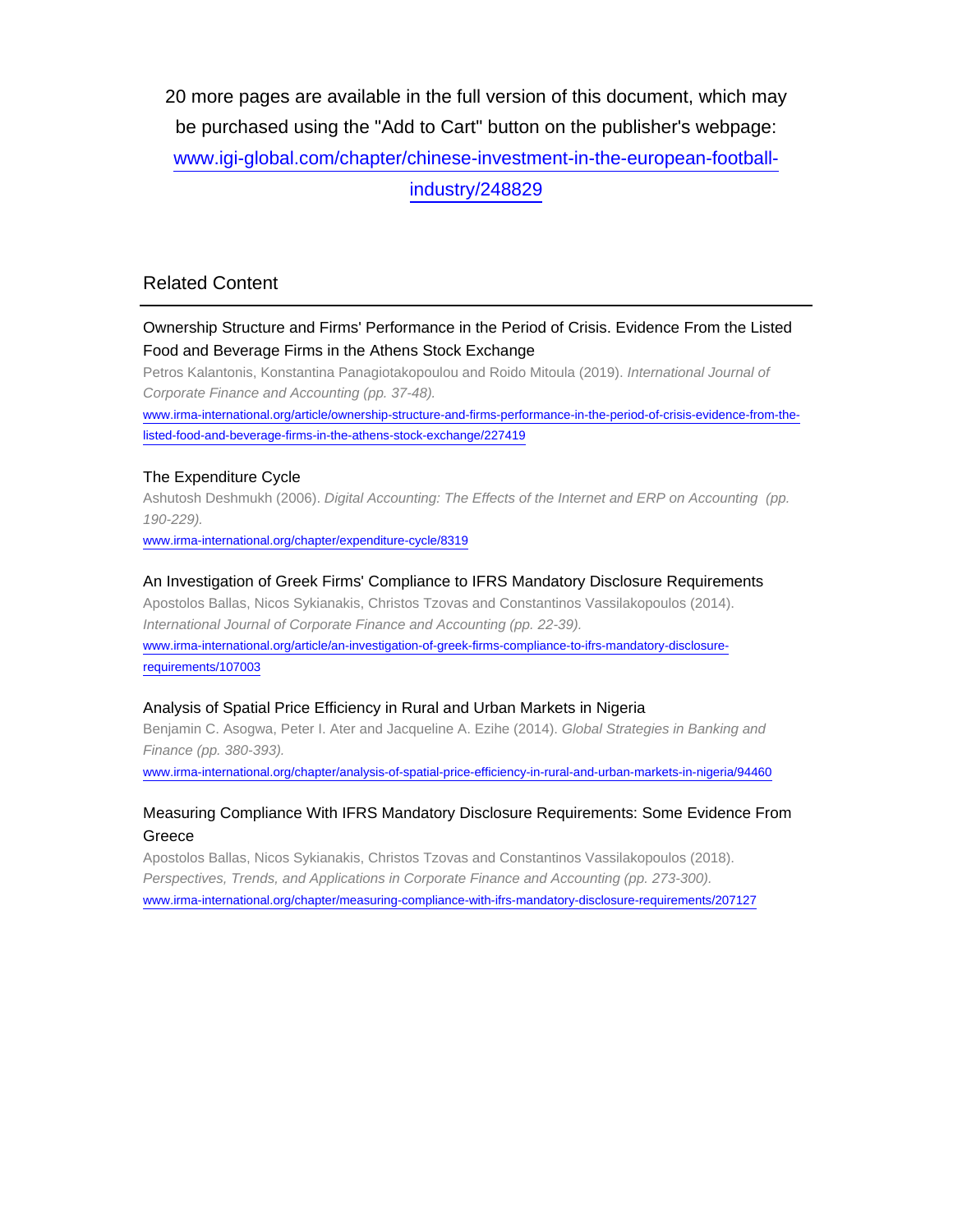20 more pages are available in the full version of this document, which may be purchased using the "Add to Cart" button on the publisher's webpage: [www.igi-global.com/chapter/chinese-investment-in-the-european-football-industry/248829](www.igi-global.com/chapter/chinese-investment-in-the-european-football-industry/248829)

## Related Content

### Ownership Structure and Firms' Performance in the Period of Crisis. Evidence From the Listed Food and Beverage Firms in the Athens Stock Exchange

Petros Kalantonis, Konstantina Panagiotakopoulou and Roido Mitoula (2019). *International Journal of Corporate Finance and Accounting (pp. 37-48).*

[www.irma-international.org/article/ownership-structure-and-firms-performance-in-the-period-of-crisis-evidence-from-the-listed-food-and-beverage-firms-in-the-athens-stock-exchange/227419](www.irma-international.org/article/ownership-structure-and-firms-performance-in-the-period-of-crisis-evidence-from-the-listed-food-and-beverage-firms-in-the-athens-stock-exchange/227419)

### The Expenditure Cycle

Ashutosh Deshmukh (2006). *Digital Accounting: The Effects of the Internet and ERP on Accounting (pp. 190-229).*

[www.irma-international.org/chapter/expenditure-cycle/8319](www.irma-international.org/chapter/expenditure-cycle/8319)

### An Investigation of Greek Firms' Compliance to IFRS Mandatory Disclosure Requirements

Apostolos Ballas, Nicos Sykianakis, Christos Tzovas and Constantinos Vassilakopoulos (2014). *International Journal of Corporate Finance and Accounting (pp. 22-39).*

[www.irma-international.org/article/an-investigation-of-greek-firms-compliance-to-ifrs-mandatory-disclosure-requirements/107003](www.irma-international.org/article/an-investigation-of-greek-firms-compliance-to-ifrs-mandatory-disclosure-requirements/107003)

### Analysis of Spatial Price Efficiency in Rural and Urban Markets in Nigeria

Benjamin C. Asogwa, Peter I. Ater and Jacqueline A. Ezihe (2014). *Global Strategies in Banking and Finance (pp. 380-393).*

[www.irma-international.org/chapter/analysis-of-spatial-price-efficiency-in-rural-and-urban-markets-in-nigeria/94460](www.irma-international.org/chapter/analysis-of-spatial-price-efficiency-in-rural-and-urban-markets-in-nigeria/94460)

### Measuring Compliance With IFRS Mandatory Disclosure Requirements: Some Evidence From Greece

Apostolos Ballas, Nicos Sykianakis, Christos Tzovas and Constantinos Vassilakopoulos (2018). *Perspectives, Trends, and Applications in Corporate Finance and Accounting (pp. 273-300).*

[www.irma-international.org/chapter/measuring-compliance-with-ifrs-mandatory-disclosure-requirements/207127](www.irma-international.org/chapter/measuring-compliance-with-ifrs-mandatory-disclosure-requirements/207127)